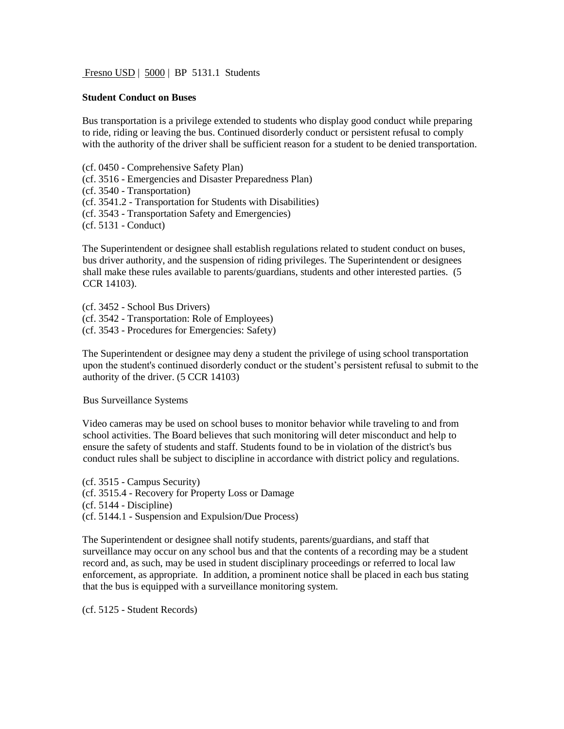Fresno USD | 5000 | BP 5131.1 Students

**Student Conduct on Buses**

Bus transportation is a privilege extended to students who display good conduct while preparing to ride, riding or leaving the bus. Continued disorderly conduct or persistent refusal to comply with the authority of the driver shall be sufficient reason for a student to be denied transportation.

(cf. 0450 - Comprehensive Safety Plan)
(cf. 3516 - Emergencies and Disaster Preparedness Plan)
(cf. 3540 - Transportation)
(cf. 3541.2 - Transportation for Students with Disabilities)
(cf. 3543 - Transportation Safety and Emergencies)
(cf. 5131 - Conduct)

The Superintendent or designee shall establish regulations related to student conduct on buses, bus driver authority, and the suspension of riding privileges. The Superintendent or designees shall make these rules available to parents/guardians, students and other interested parties. (5 CCR 14103).

(cf. 3452 - School Bus Drivers)
(cf. 3542 - Transportation: Role of Employees)
(cf. 3543 - Procedures for Emergencies: Safety)

The Superintendent or designee may deny a student the privilege of using school transportation upon the student's continued disorderly conduct or the student's persistent refusal to submit to the authority of the driver. (5 CCR 14103)

Bus Surveillance Systems

Video cameras may be used on school buses to monitor behavior while traveling to and from school activities. The Board believes that such monitoring will deter misconduct and help to ensure the safety of students and staff. Students found to be in violation of the district's bus conduct rules shall be subject to discipline in accordance with district policy and regulations.

(cf. 3515 - Campus Security)
(cf. 3515.4 - Recovery for Property Loss or Damage
(cf. 5144 - Discipline)
(cf. 5144.1 - Suspension and Expulsion/Due Process)

The Superintendent or designee shall notify students, parents/guardians, and staff that surveillance may occur on any school bus and that the contents of a recording may be a student record and, as such, may be used in student disciplinary proceedings or referred to local law enforcement, as appropriate. In addition, a prominent notice shall be placed in each bus stating that the bus is equipped with a surveillance monitoring system.

(cf. 5125 - Student Records)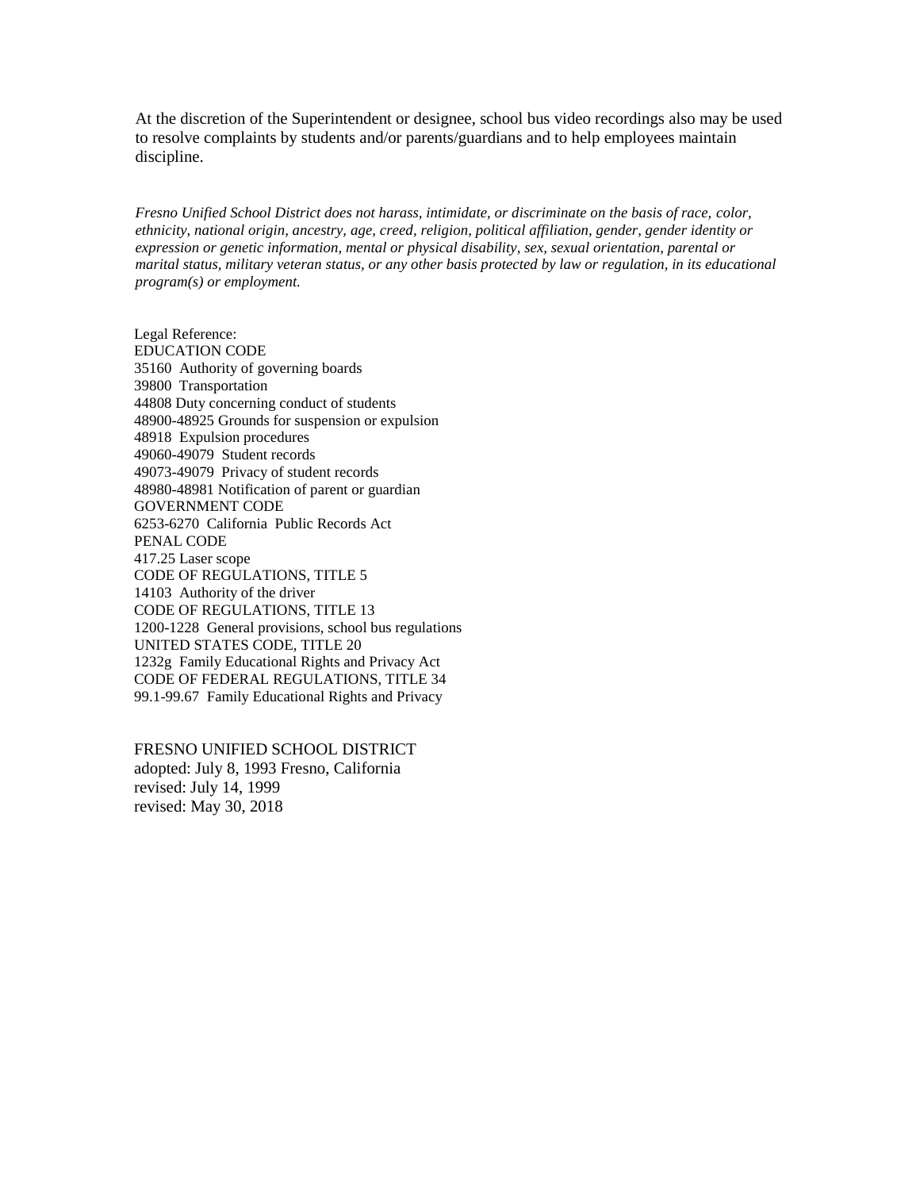At the discretion of the Superintendent or designee, school bus video recordings also may be used to resolve complaints by students and/or parents/guardians and to help employees maintain discipline.

*Fresno Unified School District does not harass, intimidate, or discriminate on the basis of race, color, ethnicity, national origin, ancestry, age, creed, religion, political affiliation, gender, gender identity or expression or genetic information, mental or physical disability, sex, sexual orientation, parental or marital status, military veteran status, or any other basis protected by law or regulation, in its educational program(s) or employment.*

Legal Reference:
EDUCATION CODE
35160 Authority of governing boards
39800 Transportation
44808 Duty concerning conduct of students
48900-48925 Grounds for suspension or expulsion
48918 Expulsion procedures
49060-49079 Student records
49073-49079 Privacy of student records
48980-48981 Notification of parent or guardian
GOVERNMENT CODE
6253-6270 California Public Records Act
PENAL CODE
417.25 Laser scope
CODE OF REGULATIONS, TITLE 5
14103 Authority of the driver
CODE OF REGULATIONS, TITLE 13
1200-1228 General provisions, school bus regulations
UNITED STATES CODE, TITLE 20
1232g Family Educational Rights and Privacy Act
CODE OF FEDERAL REGULATIONS, TITLE 34
99.1-99.67 Family Educational Rights and Privacy

FRESNO UNIFIED SCHOOL DISTRICT
adopted: July 8, 1993 Fresno, California
revised: July 14, 1999
revised: May 30, 2018